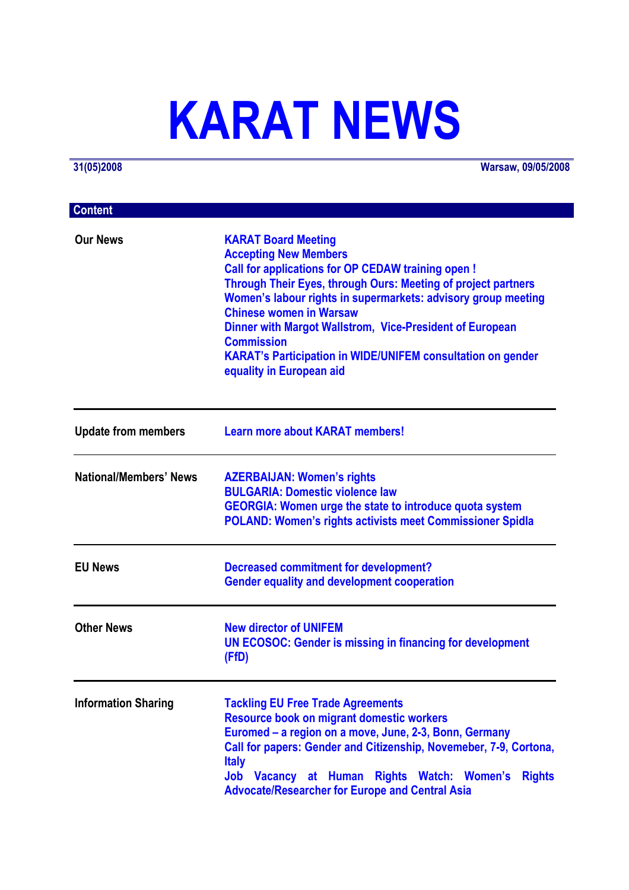# KARAT NEWS

**31(05)2008** — **Warsaw, 09/05/2008**

## Content

| | |
|---|---|
| **Our News** | KARAT Board Meeting<br>Accepting New Members<br>Call for applications for OP CEDAW training open !<br>Through Their Eyes, through Ours: Meeting of project partners<br>Women's labour rights in supermarkets: advisory group meeting<br>Chinese women in Warsaw<br>Dinner with Margot Wallstrom, Vice-President of European Commission<br>KARAT's Participation in WIDE/UNIFEM consultation on gender equality in European aid |
| **Update from members** | Learn more about KARAT members! |
| **National/Members' News** | AZERBAIJAN: Women's rights<br>BULGARIA: Domestic violence law<br>GEORGIA: Women urge the state to introduce quota system<br>POLAND: Women's rights activists meet Commissioner Spidla |
| **EU News** | Decreased commitment for development?<br>Gender equality and development cooperation |
| **Other News** | New director of UNIFEM<br>UN ECOSOC: Gender is missing in financing for development (FfD) |
| **Information Sharing** | Tackling EU Free Trade Agreements<br>Resource book on migrant domestic workers<br>Euromed – a region on a move, June, 2-3, Bonn, Germany<br>Call for papers: Gender and Citizenship, Novemeber, 7-9, Cortona, Italy<br>Job Vacancy at Human Rights Watch: Women's Rights Advocate/Researcher for Europe and Central Asia |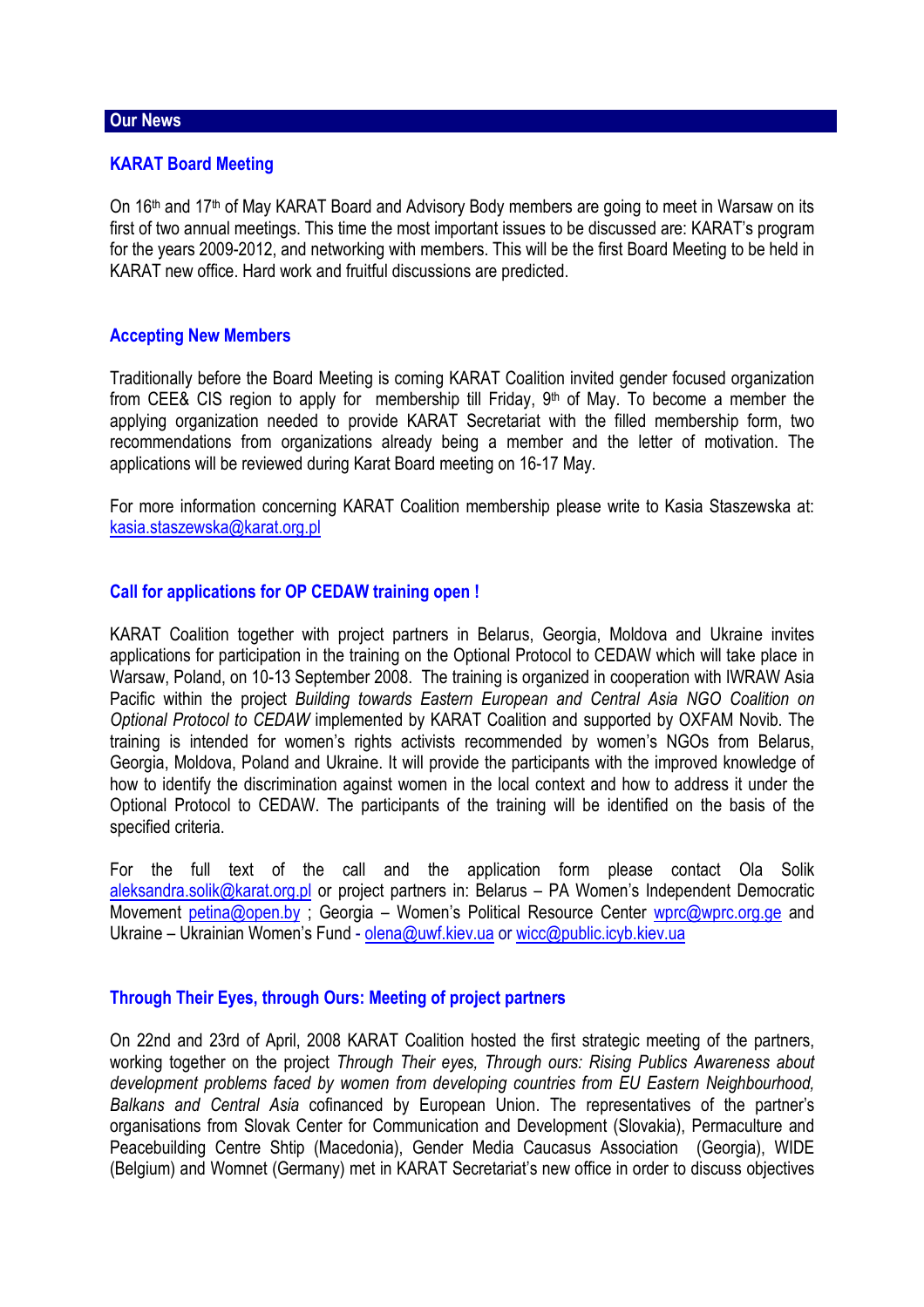## Our News

### KARAT Board Meeting

On 16th and 17th of May KARAT Board and Advisory Body members are going to meet in Warsaw on its first of two annual meetings. This time the most important issues to be discussed are: KARAT's program for the years 2009-2012, and networking with members. This will be the first Board Meeting to be held in KARAT new office. Hard work and fruitful discussions are predicted.

### Accepting New Members

Traditionally before the Board Meeting is coming KARAT Coalition invited gender focused organization from CEE& CIS region to apply for membership till Friday, 9th of May. To become a member the applying organization needed to provide KARAT Secretariat with the filled membership form, two recommendations from organizations already being a member and the letter of motivation. The applications will be reviewed during Karat Board meeting on 16-17 May.

For more information concerning KARAT Coalition membership please write to Kasia Staszewska at: kasia.staszewska@karat.org.pl

### Call for applications for OP CEDAW training open !

KARAT Coalition together with project partners in Belarus, Georgia, Moldova and Ukraine invites applications for participation in the training on the Optional Protocol to CEDAW which will take place in Warsaw, Poland, on 10-13 September 2008. The training is organized in cooperation with IWRAW Asia Pacific within the project *Building towards Eastern European and Central Asia NGO Coalition on Optional Protocol to CEDAW* implemented by KARAT Coalition and supported by OXFAM Novib. The training is intended for women's rights activists recommended by women's NGOs from Belarus, Georgia, Moldova, Poland and Ukraine. It will provide the participants with the improved knowledge of how to identify the discrimination against women in the local context and how to address it under the Optional Protocol to CEDAW. The participants of the training will be identified on the basis of the specified criteria.

For the full text of the call and the application form please contact Ola Solik aleksandra.solik@karat.org.pl or project partners in: Belarus – PA Women's Independent Democratic Movement petina@open.by ; Georgia – Women's Political Resource Center wprc@wprc.org.ge and Ukraine – Ukrainian Women's Fund - olena@uwf.kiev.ua or wicc@public.icyb.kiev.ua

### Through Their Eyes, through Ours: Meeting of project partners

On 22nd and 23rd of April, 2008 KARAT Coalition hosted the first strategic meeting of the partners, working together on the project *Through Their eyes, Through ours: Rising Publics Awareness about development problems faced by women from developing countries from EU Eastern Neighbourhood, Balkans and Central Asia* cofinanced by European Union. The representatives of the partner's organisations from Slovak Center for Communication and Development (Slovakia), Permaculture and Peacebuilding Centre Shtip (Macedonia), Gender Media Caucasus Association (Georgia), WIDE (Belgium) and Womnet (Germany) met in KARAT Secretariat's new office in order to discuss objectives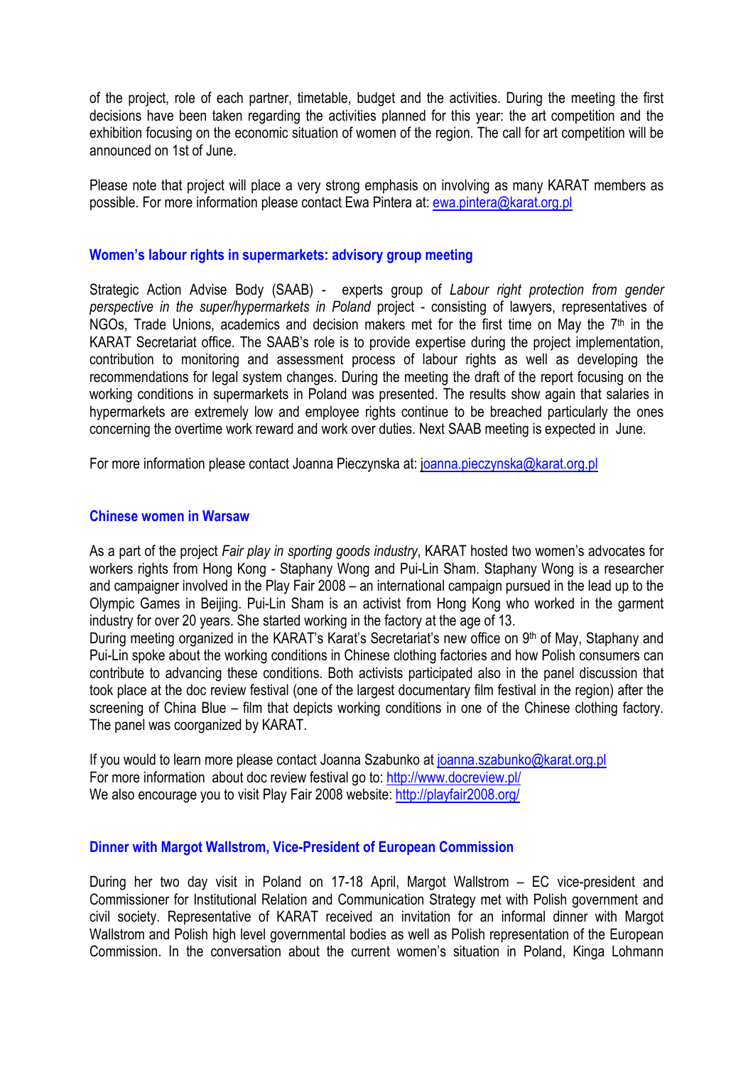of the project, role of each partner, timetable, budget and the activities. During the meeting the first decisions have been taken regarding the activities planned for this year: the art competition and the exhibition focusing on the economic situation of women of the region. The call for art competition will be announced on 1st of June.

Please note that project will place a very strong emphasis on involving as many KARAT members as possible. For more information please contact Ewa Pintera at: ewa.pintera@karat.org.pl

## Women's labour rights in supermarkets: advisory group meeting

Strategic Action Advise Body (SAAB) - experts group of *Labour right protection from gender perspective in the super/hypermarkets in Poland* project - consisting of lawyers, representatives of NGOs, Trade Unions, academics and decision makers met for the first time on May the 7th in the KARAT Secretariat office. The SAAB's role is to provide expertise during the project implementation, contribution to monitoring and assessment process of labour rights as well as developing the recommendations for legal system changes. During the meeting the draft of the report focusing on the working conditions in supermarkets in Poland was presented. The results show again that salaries in hypermarkets are extremely low and employee rights continue to be breached particularly the ones concerning the overtime work reward and work over duties. Next SAAB meeting is expected in June.

For more information please contact Joanna Pieczynska at: joanna.pieczynska@karat.org.pl

## Chinese women in Warsaw

As a part of the project *Fair play in sporting goods industry*, KARAT hosted two women's advocates for workers rights from Hong Kong - Staphany Wong and Pui-Lin Sham. Staphany Wong is a researcher and campaigner involved in the Play Fair 2008 – an international campaign pursued in the lead up to the Olympic Games in Beijing. Pui-Lin Sham is an activist from Hong Kong who worked in the garment industry for over 20 years. She started working in the factory at the age of 13.

During meeting organized in the KARAT's Karat's Secretariat's new office on 9th of May, Staphany and Pui-Lin spoke about the working conditions in Chinese clothing factories and how Polish consumers can contribute to advancing these conditions. Both activists participated also in the panel discussion that took place at the doc review festival (one of the largest documentary film festival in the region) after the screening of China Blue – film that depicts working conditions in one of the Chinese clothing factory. The panel was coorganized by KARAT.

If you would to learn more please contact Joanna Szabunko at joanna.szabunko@karat.org.pl
For more information about doc review festival go to: http://www.docreview.pl/
We also encourage you to visit Play Fair 2008 website: http://playfair2008.org/

## Dinner with Margot Wallstrom, Vice-President of European Commission

During her two day visit in Poland on 17-18 April, Margot Wallstrom – EC vice-president and Commissioner for Institutional Relation and Communication Strategy met with Polish government and civil society. Representative of KARAT received an invitation for an informal dinner with Margot Wallstrom and Polish high level governmental bodies as well as Polish representation of the European Commission. In the conversation about the current women's situation in Poland, Kinga Lohmann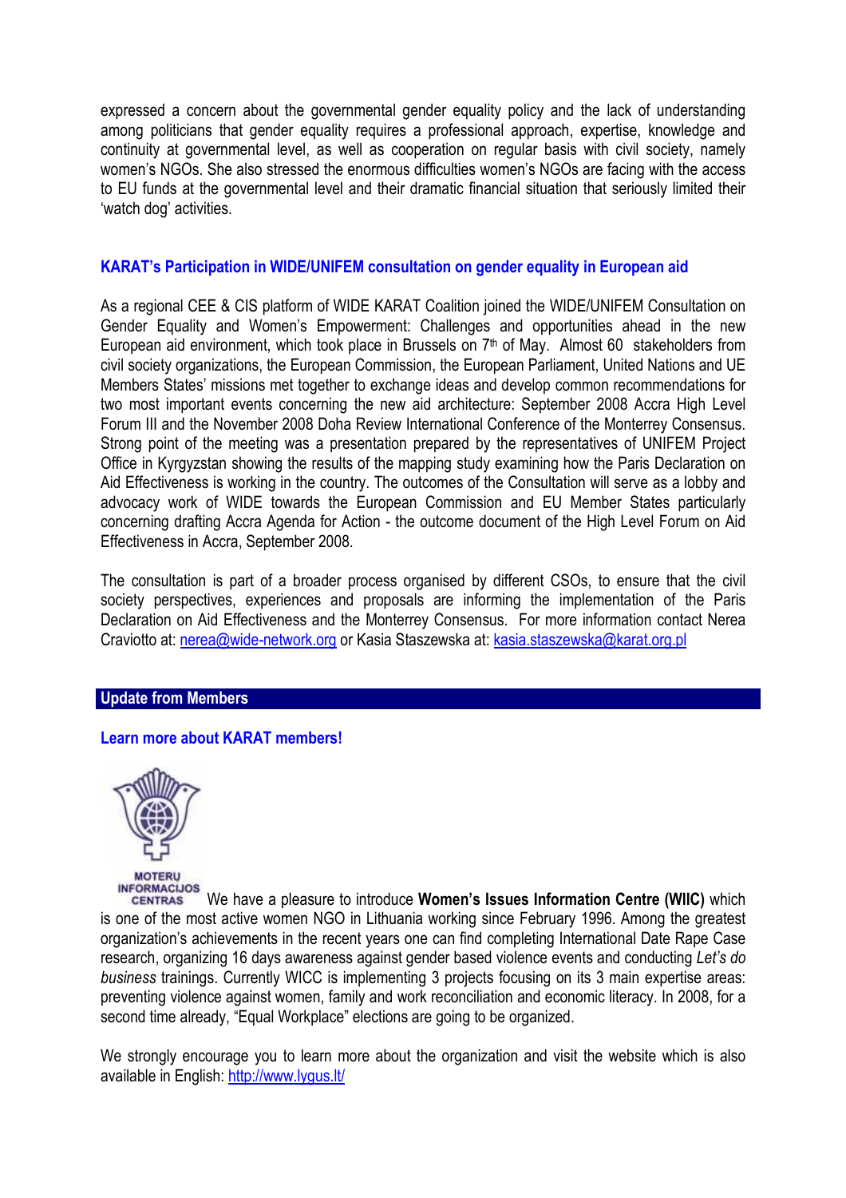expressed a concern about the governmental gender equality policy and the lack of understanding among politicians that gender equality requires a professional approach, expertise, knowledge and continuity at governmental level, as well as cooperation on regular basis with civil society, namely women's NGOs. She also stressed the enormous difficulties women's NGOs are facing with the access to EU funds at the governmental level and their dramatic financial situation that seriously limited their 'watch dog' activities.

### KARAT's Participation in WIDE/UNIFEM consultation on gender equality in European aid

As a regional CEE & CIS platform of WIDE KARAT Coalition joined the WIDE/UNIFEM Consultation on Gender Equality and Women's Empowerment: Challenges and opportunities ahead in the new European aid environment, which took place in Brussels on 7th of May. Almost 60 stakeholders from civil society organizations, the European Commission, the European Parliament, United Nations and UE Members States' missions met together to exchange ideas and develop common recommendations for two most important events concerning the new aid architecture: September 2008 Accra High Level Forum III and the November 2008 Doha Review International Conference of the Monterrey Consensus. Strong point of the meeting was a presentation prepared by the representatives of UNIFEM Project Office in Kyrgyzstan showing the results of the mapping study examining how the Paris Declaration on Aid Effectiveness is working in the country. The outcomes of the Consultation will serve as a lobby and advocacy work of WIDE towards the European Commission and EU Member States particularly concerning drafting Accra Agenda for Action - the outcome document of the High Level Forum on Aid Effectiveness in Accra, September 2008.

The consultation is part of a broader process organised by different CSOs, to ensure that the civil society perspectives, experiences and proposals are informing the implementation of the Paris Declaration on Aid Effectiveness and the Monterrey Consensus. For more information contact Nerea Craviotto at: nerea@wide-network.org or Kasia Staszewska at: kasia.staszewska@karat.org.pl

## Update from Members

### Learn more about KARAT members!

MOTERŲ INFORMACIJOS CENTRAS

We have a pleasure to introduce **Women's Issues Information Centre (WIIC)** which is one of the most active women NGO in Lithuania working since February 1996. Among the greatest organization's achievements in the recent years one can find completing International Date Rape Case research, organizing 16 days awareness against gender based violence events and conducting *Let's do business* trainings. Currently WICC is implementing 3 projects focusing on its 3 main expertise areas: preventing violence against women, family and work reconciliation and economic literacy. In 2008, for a second time already, "Equal Workplace" elections are going to be organized.

We strongly encourage you to learn more about the organization and visit the website which is also available in English: http://www.lygus.lt/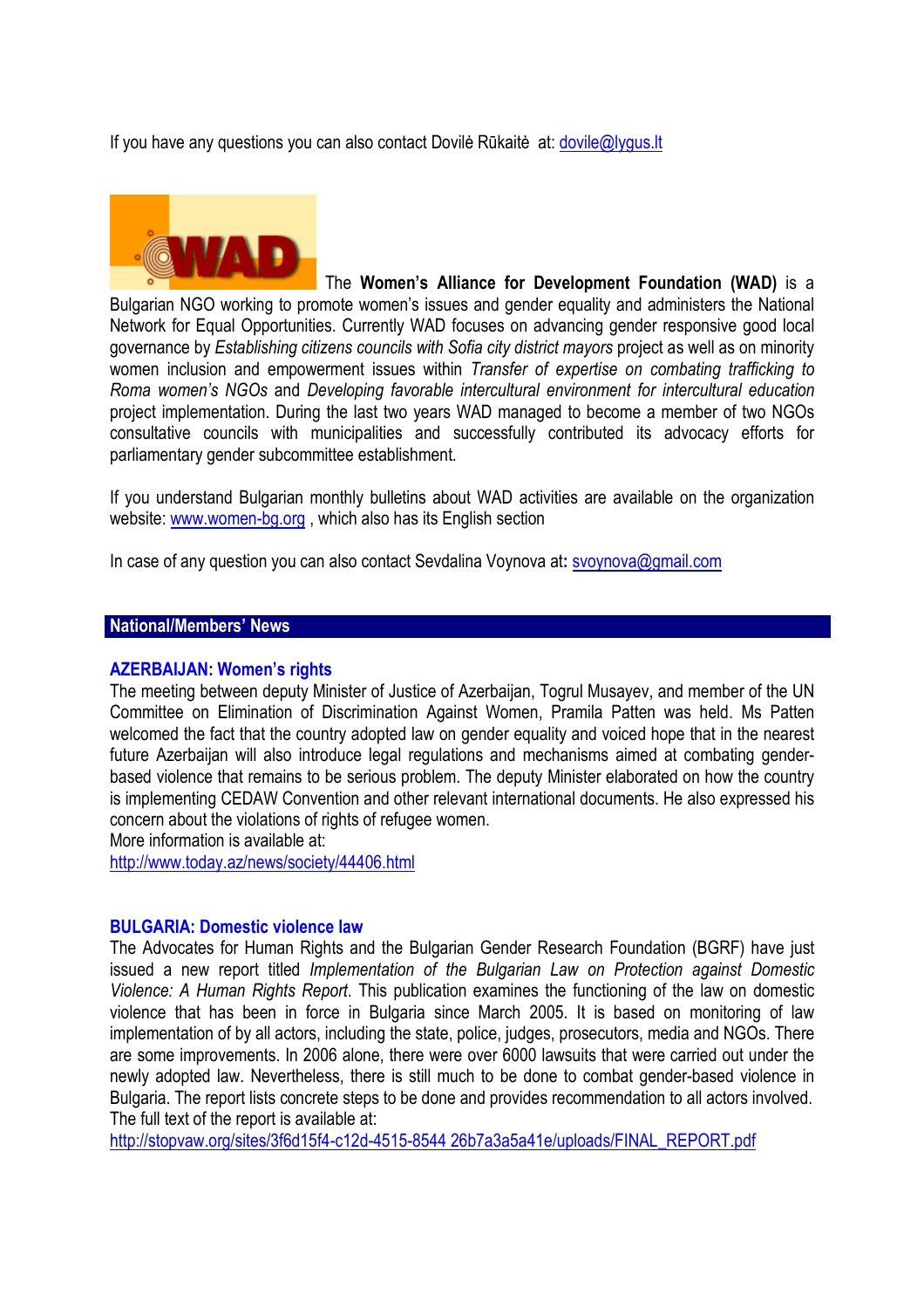If you have any questions you can also contact Dovilė Rūkaitė at: dovile@lygus.lt

The **Women's Alliance for Development Foundation (WAD)** is a Bulgarian NGO working to promote women's issues and gender equality and administers the National Network for Equal Opportunities. Currently WAD focuses on advancing gender responsive good local governance by *Establishing citizens councils with Sofia city district mayors* project as well as on minority women inclusion and empowerment issues within *Transfer of expertise on combating trafficking to Roma women's NGOs* and *Developing favorable intercultural environment for intercultural education* project implementation. During the last two years WAD managed to become a member of two NGOs consultative councils with municipalities and successfully contributed its advocacy efforts for parliamentary gender subcommittee establishment.

If you understand Bulgarian monthly bulletins about WAD activities are available on the organization website: www.women-bg.org , which also has its English section

In case of any question you can also contact Sevdalina Voynova at**:** svoynova@gmail.com

## National/Members' News

### AZERBAIJAN: Women's rights

The meeting between deputy Minister of Justice of Azerbaijan, Togrul Musayev, and member of the UN Committee on Elimination of Discrimination Against Women, Pramila Patten was held. Ms Patten welcomed the fact that the country adopted law on gender equality and voiced hope that in the nearest future Azerbaijan will also introduce legal regulations and mechanisms aimed at combating gender-based violence that remains to be serious problem. The deputy Minister elaborated on how the country is implementing CEDAW Convention and other relevant international documents. He also expressed his concern about the violations of rights of refugee women.
More information is available at:
http://www.today.az/news/society/44406.html

### BULGARIA: Domestic violence law

The Advocates for Human Rights and the Bulgarian Gender Research Foundation (BGRF) have just issued a new report titled *Implementation of the Bulgarian Law on Protection against Domestic Violence: A Human Rights Report*. This publication examines the functioning of the law on domestic violence that has been in force in Bulgaria since March 2005. It is based on monitoring of law implementation of by all actors, including the state, police, judges, prosecutors, media and NGOs. There are some improvements. In 2006 alone, there were over 6000 lawsuits that were carried out under the newly adopted law. Nevertheless, there is still much to be done to combat gender-based violence in Bulgaria. The report lists concrete steps to be done and provides recommendation to all actors involved.
The full text of the report is available at:
http://stopvaw.org/sites/3f6d15f4-c12d-4515-8544 26b7a3a5a41e/uploads/FINAL_REPORT.pdf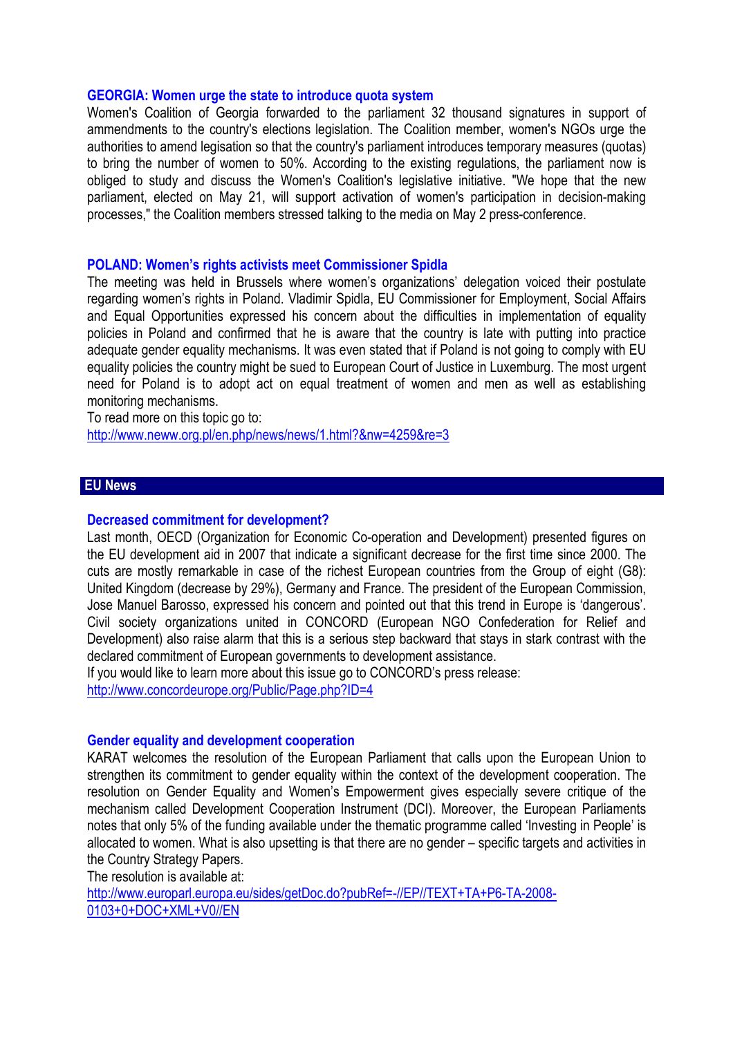### GEORGIA: Women urge the state to introduce quota system

Women's Coalition of Georgia forwarded to the parliament 32 thousand signatures in support of ammendments to the country's elections legislation. The Coalition member, women's NGOs urge the authorities to amend legisation so that the country's parliament introduces temporary measures (quotas) to bring the number of women to 50%. According to the existing regulations, the parliament now is obliged to study and discuss the Women's Coalition's legislative initiative. "We hope that the new parliament, elected on May 21, will support activation of women's participation in decision-making processes," the Coalition members stressed talking to the media on May 2 press-conference.

### POLAND: Women's rights activists meet Commissioner Spidla

The meeting was held in Brussels where women's organizations' delegation voiced their postulate regarding women's rights in Poland. Vladimir Spidla, EU Commissioner for Employment, Social Affairs and Equal Opportunities expressed his concern about the difficulties in implementation of equality policies in Poland and confirmed that he is aware that the country is late with putting into practice adequate gender equality mechanisms. It was even stated that if Poland is not going to comply with EU equality policies the country might be sued to European Court of Justice in Luxemburg. The most urgent need for Poland is to adopt act on equal treatment of women and men as well as establishing monitoring mechanisms.

To read more on this topic go to:
http://www.neww.org.pl/en.php/news/news/1.html?&nw=4259&re=3

## EU News

### Decreased commitment for development?

Last month, OECD (Organization for Economic Co-operation and Development) presented figures on the EU development aid in 2007 that indicate a significant decrease for the first time since 2000. The cuts are mostly remarkable in case of the richest European countries from the Group of eight (G8): United Kingdom (decrease by 29%), Germany and France. The president of the European Commission, Jose Manuel Barosso, expressed his concern and pointed out that this trend in Europe is 'dangerous'. Civil society organizations united in CONCORD (European NGO Confederation for Relief and Development) also raise alarm that this is a serious step backward that stays in stark contrast with the declared commitment of European governments to development assistance.

If you would like to learn more about this issue go to CONCORD's press release:
http://www.concordeurope.org/Public/Page.php?ID=4

### Gender equality and development cooperation

KARAT welcomes the resolution of the European Parliament that calls upon the European Union to strengthen its commitment to gender equality within the context of the development cooperation. The resolution on Gender Equality and Women's Empowerment gives especially severe critique of the mechanism called Development Cooperation Instrument (DCI). Moreover, the European Parliaments notes that only 5% of the funding available under the thematic programme called 'Investing in People' is allocated to women. What is also upsetting is that there are no gender – specific targets and activities in the Country Strategy Papers.

The resolution is available at:
http://www.europarl.europa.eu/sides/getDoc.do?pubRef=-//EP//TEXT+TA+P6-TA-2008-0103+0+DOC+XML+V0//EN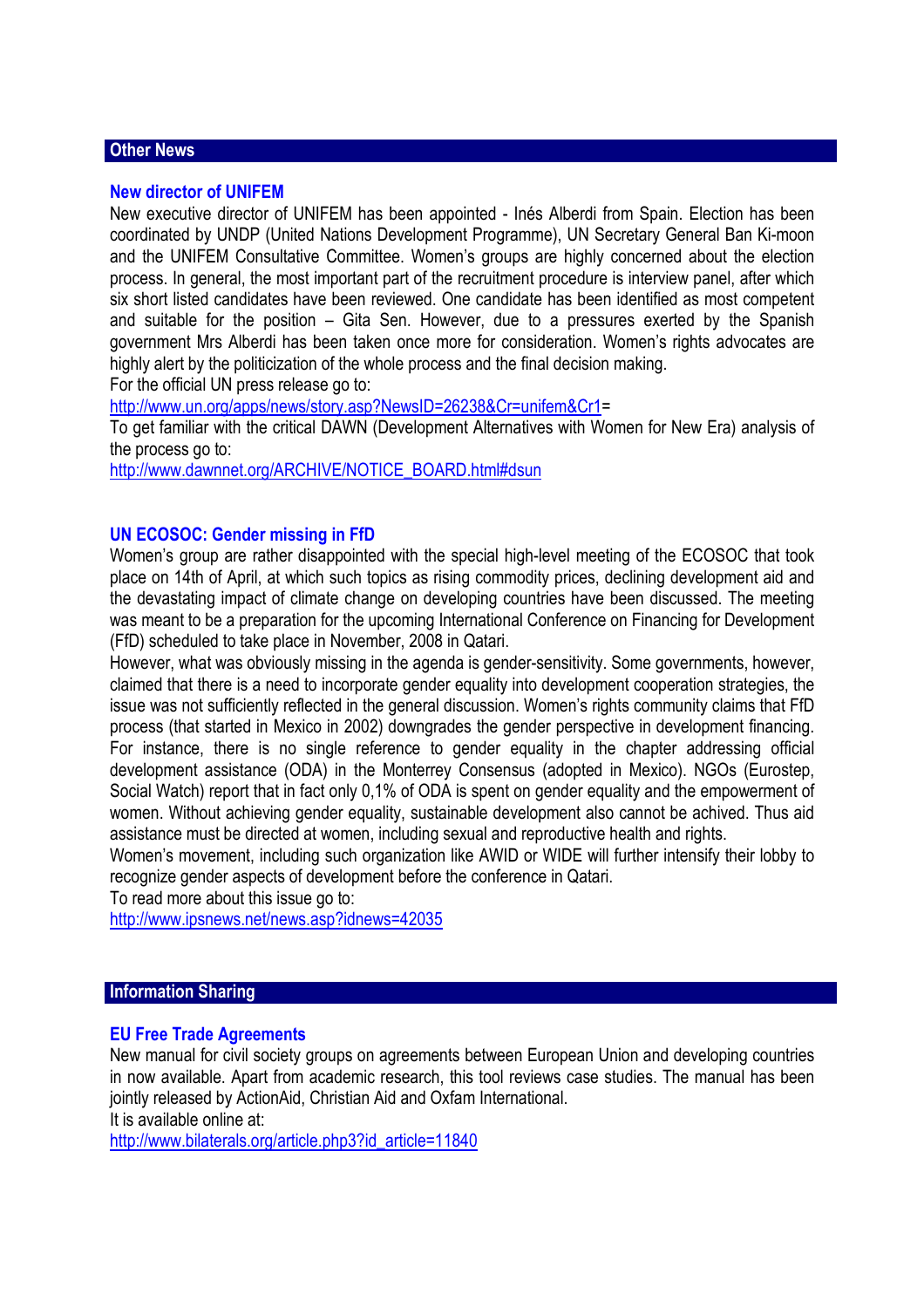## Other News

### New director of UNIFEM

New executive director of UNIFEM has been appointed - Inés Alberdi from Spain. Election has been coordinated by UNDP (United Nations Development Programme), UN Secretary General Ban Ki-moon and the UNIFEM Consultative Committee. Women's groups are highly concerned about the election process. In general, the most important part of the recruitment procedure is interview panel, after which six short listed candidates have been reviewed. One candidate has been identified as most competent and suitable for the position – Gita Sen. However, due to a pressures exerted by the Spanish government Mrs Alberdi has been taken once more for consideration. Women's rights advocates are highly alert by the politicization of the whole process and the final decision making.

For the official UN press release go to:

http://www.un.org/apps/news/story.asp?NewsID=26238&Cr=unifem&Cr1=

To get familiar with the critical DAWN (Development Alternatives with Women for New Era) analysis of the process go to:

http://www.dawnnet.org/ARCHIVE/NOTICE_BOARD.html#dsun

### UN ECOSOC: Gender missing in FfD

Women's group are rather disappointed with the special high-level meeting of the ECOSOC that took place on 14th of April, at which such topics as rising commodity prices, declining development aid and the devastating impact of climate change on developing countries have been discussed. The meeting was meant to be a preparation for the upcoming International Conference on Financing for Development (FfD) scheduled to take place in November, 2008 in Qatari.

However, what was obviously missing in the agenda is gender-sensitivity. Some governments, however, claimed that there is a need to incorporate gender equality into development cooperation strategies, the issue was not sufficiently reflected in the general discussion. Women's rights community claims that FfD process (that started in Mexico in 2002) downgrades the gender perspective in development financing. For instance, there is no single reference to gender equality in the chapter addressing official development assistance (ODA) in the Monterrey Consensus (adopted in Mexico). NGOs (Eurostep, Social Watch) report that in fact only 0,1% of ODA is spent on gender equality and the empowerment of women. Without achieving gender equality, sustainable development also cannot be achived. Thus aid assistance must be directed at women, including sexual and reproductive health and rights.

Women's movement, including such organization like AWID or WIDE will further intensify their lobby to recognize gender aspects of development before the conference in Qatari.

To read more about this issue go to:

http://www.ipsnews.net/news.asp?idnews=42035

## Information Sharing

### EU Free Trade Agreements

New manual for civil society groups on agreements between European Union and developing countries in now available. Apart from academic research, this tool reviews case studies. The manual has been jointly released by ActionAid, Christian Aid and Oxfam International.

It is available online at:

http://www.bilaterals.org/article.php3?id_article=11840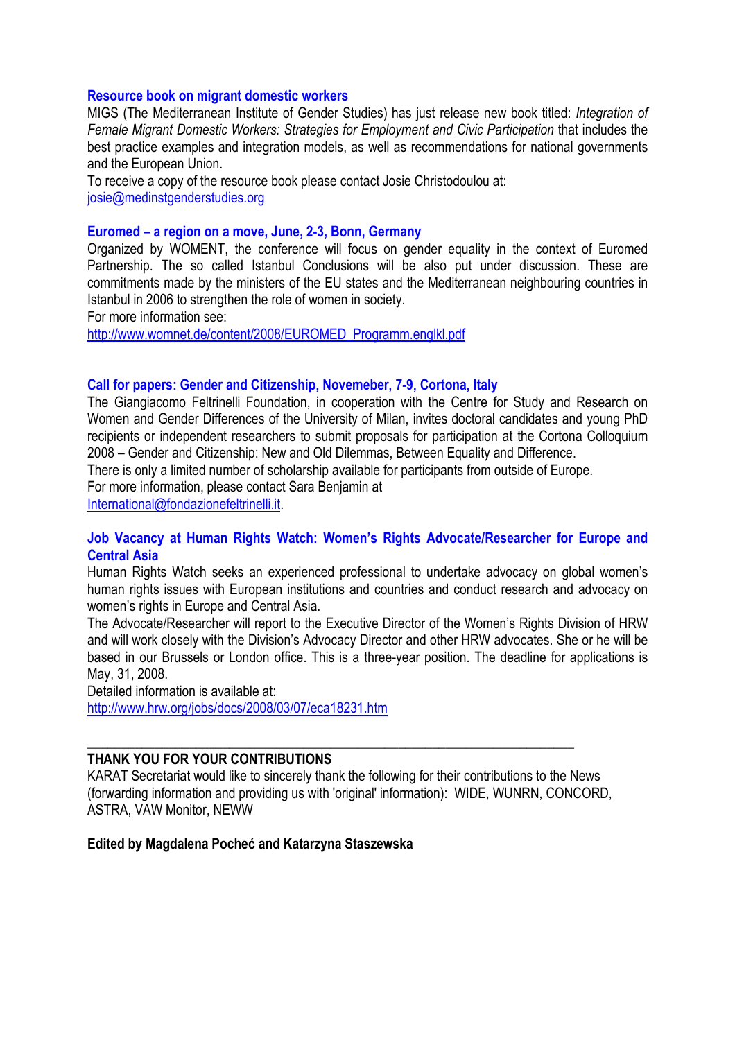### Resource book on migrant domestic workers

MIGS (The Mediterranean Institute of Gender Studies) has just release new book titled: *Integration of Female Migrant Domestic Workers: Strategies for Employment and Civic Participation* that includes the best practice examples and integration models, as well as recommendations for national governments and the European Union.

To receive a copy of the resource book please contact Josie Christodoulou at:
josie@medinstgenderstudies.org

### Euromed – a region on a move, June, 2-3, Bonn, Germany

Organized by WOMENT, the conference will focus on gender equality in the context of Euromed Partnership. The so called Istanbul Conclusions will be also put under discussion. These are commitments made by the ministers of the EU states and the Mediterranean neighbouring countries in Istanbul in 2006 to strengthen the role of women in society.

For more information see:
http://www.womnet.de/content/2008/EUROMED_Programm.englkl.pdf

### Call for papers: Gender and Citizenship, Novemeber, 7-9, Cortona, Italy

The Giangiacomo Feltrinelli Foundation, in cooperation with the Centre for Study and Research on Women and Gender Differences of the University of Milan, invites doctoral candidates and young PhD recipients or independent researchers to submit proposals for participation at the Cortona Colloquium 2008 – Gender and Citizenship: New and Old Dilemmas, Between Equality and Difference.

There is only a limited number of scholarship available for participants from outside of Europe.

For more information, please contact Sara Benjamin at
International@fondazionefeltrinelli.it.

### Job Vacancy at Human Rights Watch: Women's Rights Advocate/Researcher for Europe and Central Asia

Human Rights Watch seeks an experienced professional to undertake advocacy on global women's human rights issues with European institutions and countries and conduct research and advocacy on women's rights in Europe and Central Asia.

The Advocate/Researcher will report to the Executive Director of the Women's Rights Division of HRW and will work closely with the Division's Advocacy Director and other HRW advocates. She or he will be based in our Brussels or London office. This is a three-year position. The deadline for applications is May, 31, 2008.

Detailed information is available at:
http://www.hrw.org/jobs/docs/2008/03/07/eca18231.htm

---

**THANK YOU FOR YOUR CONTRIBUTIONS**

KARAT Secretariat would like to sincerely thank the following for their contributions to the News (forwarding information and providing us with 'original' information): WIDE, WUNRN, CONCORD, ASTRA, VAW Monitor, NEWW

**Edited by Magdalena Pocheć and Katarzyna Staszewska**